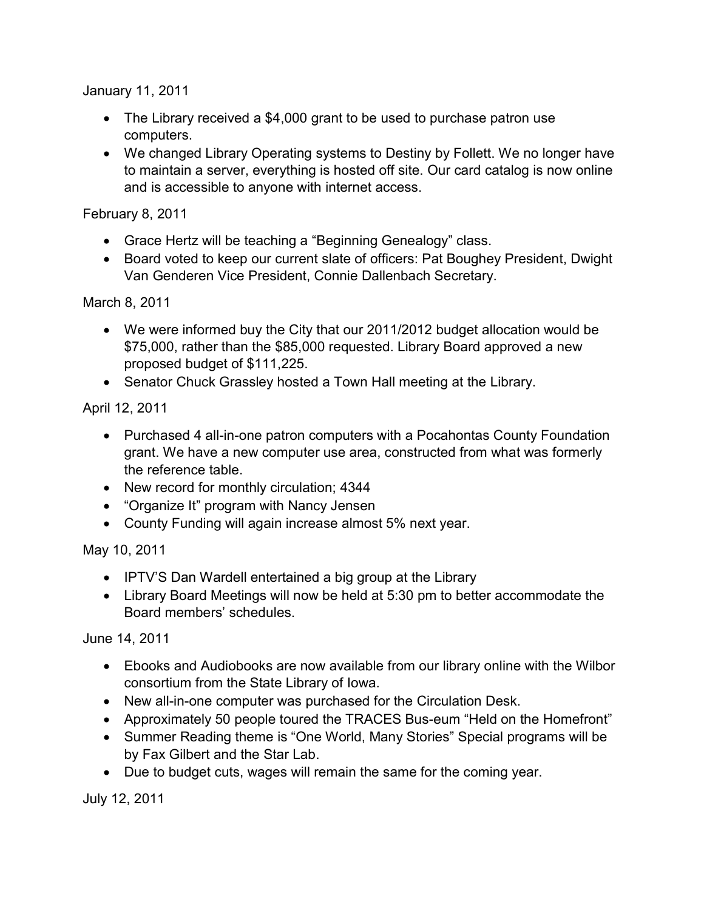January 11, 2011

- The Library received a $4,000 grant to be used to purchase patron use computers.
- We changed Library Operating systems to Destiny by Follett. We no longer have to maintain a server, everything is hosted off site. Our card catalog is now online and is accessible to anyone with internet access.

February 8, 2011

- Grace Hertz will be teaching a "Beginning Genealogy" class.
- Board voted to keep our current slate of officers: Pat Boughey President, Dwight Van Genderen Vice President, Connie Dallenbach Secretary.

March 8, 2011

- We were informed buy the City that our 2011/2012 budget allocation would be $75,000, rather than the $85,000 requested. Library Board approved a new proposed budget of $111,225.
- Senator Chuck Grassley hosted a Town Hall meeting at the Library.

April 12, 2011

- Purchased 4 all-in-one patron computers with a Pocahontas County Foundation grant. We have a new computer use area, constructed from what was formerly the reference table.
- New record for monthly circulation; 4344
- "Organize It" program with Nancy Jensen
- County Funding will again increase almost 5% next year.

May 10, 2011

- IPTV'S Dan Wardell entertained a big group at the Library
- Library Board Meetings will now be held at 5:30 pm to better accommodate the Board members' schedules.

June 14, 2011

- Ebooks and Audiobooks are now available from our library online with the Wilbor consortium from the State Library of Iowa.
- New all-in-one computer was purchased for the Circulation Desk.
- Approximately 50 people toured the TRACES Bus-eum "Held on the Homefront"
- Summer Reading theme is "One World, Many Stories" Special programs will be by Fax Gilbert and the Star Lab.
- Due to budget cuts, wages will remain the same for the coming year.

July 12, 2011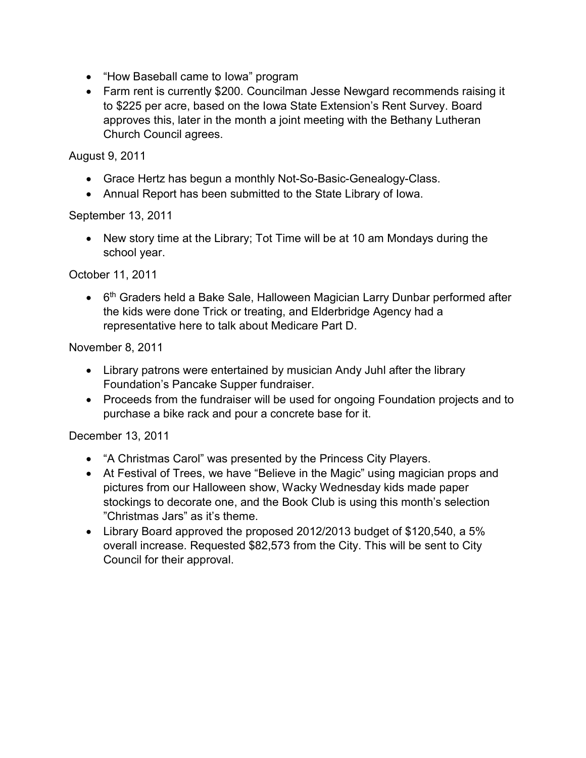- "How Baseball came to Iowa" program
- Farm rent is currently $200. Councilman Jesse Newgard recommends raising it to $225 per acre, based on the Iowa State Extension's Rent Survey. Board approves this, later in the month a joint meeting with the Bethany Lutheran Church Council agrees.

August 9, 2011

- Grace Hertz has begun a monthly Not-So-Basic-Genealogy-Class.
- Annual Report has been submitted to the State Library of Iowa.

September 13, 2011

- New story time at the Library; Tot Time will be at 10 am Mondays during the school year.

October 11, 2011

- 6th Graders held a Bake Sale, Halloween Magician Larry Dunbar performed after the kids were done Trick or treating, and Elderbridge Agency had a representative here to talk about Medicare Part D.

November 8, 2011

- Library patrons were entertained by musician Andy Juhl after the library Foundation's Pancake Supper fundraiser.
- Proceeds from the fundraiser will be used for ongoing Foundation projects and to purchase a bike rack and pour a concrete base for it.

December 13, 2011

- "A Christmas Carol" was presented by the Princess City Players.
- At Festival of Trees, we have "Believe in the Magic" using magician props and pictures from our Halloween show, Wacky Wednesday kids made paper stockings to decorate one, and the Book Club is using this month's selection "Christmas Jars" as it's theme.
- Library Board approved the proposed 2012/2013 budget of $120,540, a 5% overall increase. Requested $82,573 from the City. This will be sent to City Council for their approval.